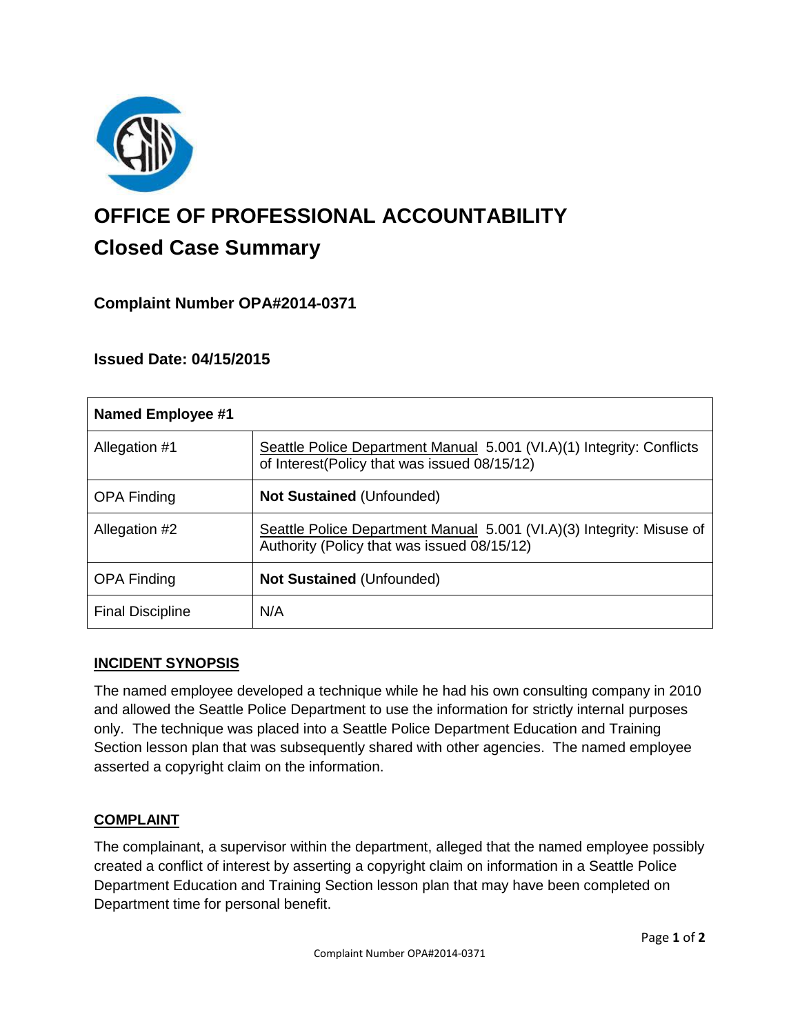# OFFICE OF PROFESSIONAL ACCOUNTABILITY

## Closed Case Summary

### Complaint Number OPA#2014-0371

### Issued Date: 04/15/2015

| Named Employee #1 | |
|---|---|
| Allegation #1 | Seattle Police Department Manual 5.001 (VI.A)(1) Integrity: Conflicts of Interest(Policy that was issued 08/15/12) |
| OPA Finding | **Not Sustained** (Unfounded) |
| Allegation #2 | Seattle Police Department Manual 5.001 (VI.A)(3) Integrity: Misuse of Authority (Policy that was issued 08/15/12) |
| OPA Finding | **Not Sustained** (Unfounded) |
| Final Discipline | N/A |

### INCIDENT SYNOPSIS

The named employee developed a technique while he had his own consulting company in 2010 and allowed the Seattle Police Department to use the information for strictly internal purposes only. The technique was placed into a Seattle Police Department Education and Training Section lesson plan that was subsequently shared with other agencies. The named employee asserted a copyright claim on the information.

### COMPLAINT

The complainant, a supervisor within the department, alleged that the named employee possibly created a conflict of interest by asserting a copyright claim on information in a Seattle Police Department Education and Training Section lesson plan that may have been completed on Department time for personal benefit.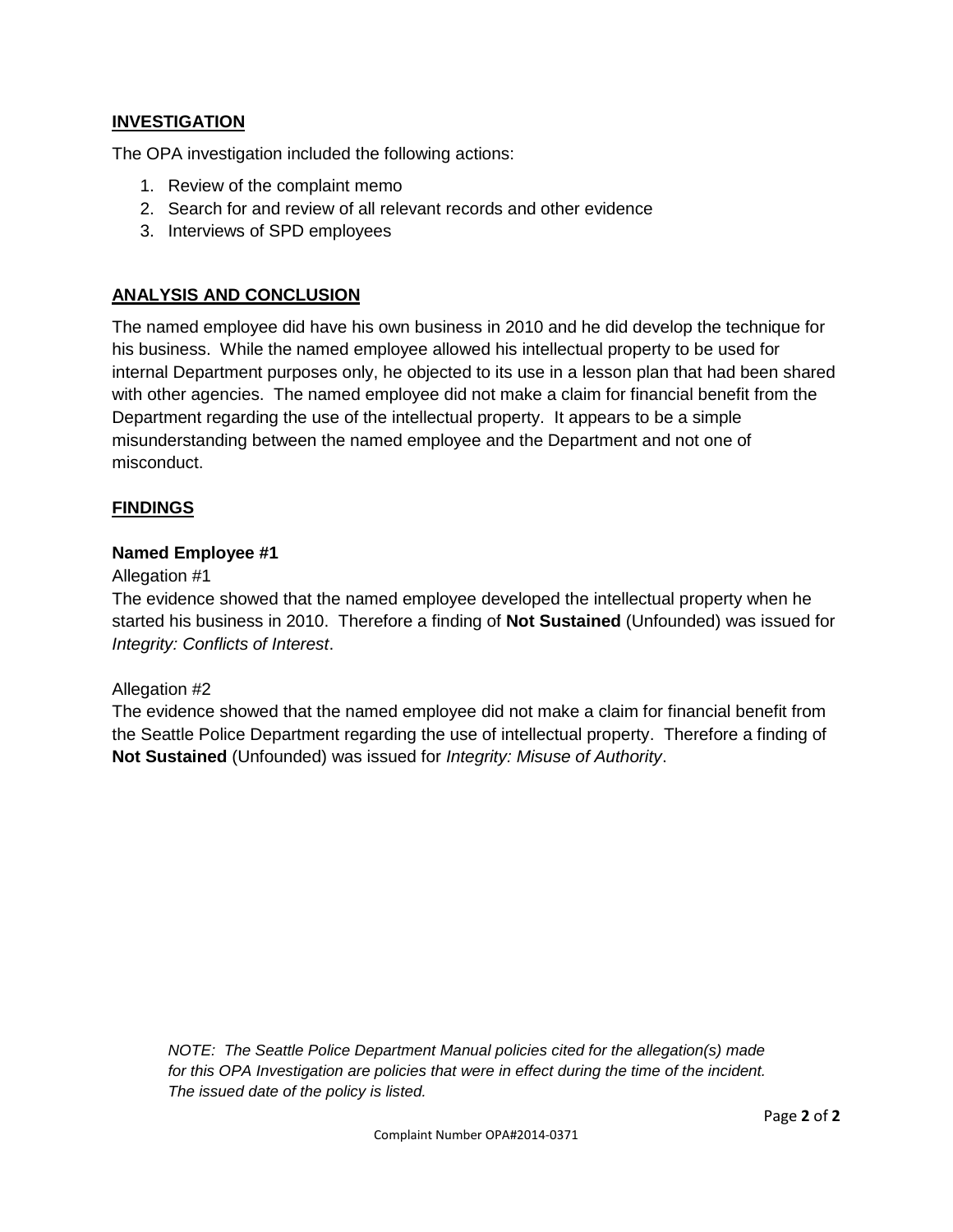## INVESTIGATION

The OPA investigation included the following actions:

1. Review of the complaint memo
2. Search for and review of all relevant records and other evidence
3. Interviews of SPD employees

## ANALYSIS AND CONCLUSION

The named employee did have his own business in 2010 and he did develop the technique for his business. While the named employee allowed his intellectual property to be used for internal Department purposes only, he objected to its use in a lesson plan that had been shared with other agencies. The named employee did not make a claim for financial benefit from the Department regarding the use of the intellectual property. It appears to be a simple misunderstanding between the named employee and the Department and not one of misconduct.

## FINDINGS

### Named Employee #1

Allegation #1

The evidence showed that the named employee developed the intellectual property when he started his business in 2010. Therefore a finding of **Not Sustained** (Unfounded) was issued for *Integrity: Conflicts of Interest*.

Allegation #2

The evidence showed that the named employee did not make a claim for financial benefit from the Seattle Police Department regarding the use of intellectual property. Therefore a finding of **Not Sustained** (Unfounded) was issued for *Integrity: Misuse of Authority*.

*NOTE: The Seattle Police Department Manual policies cited for the allegation(s) made for this OPA Investigation are policies that were in effect during the time of the incident. The issued date of the policy is listed.*

Complaint Number OPA#2014-0371